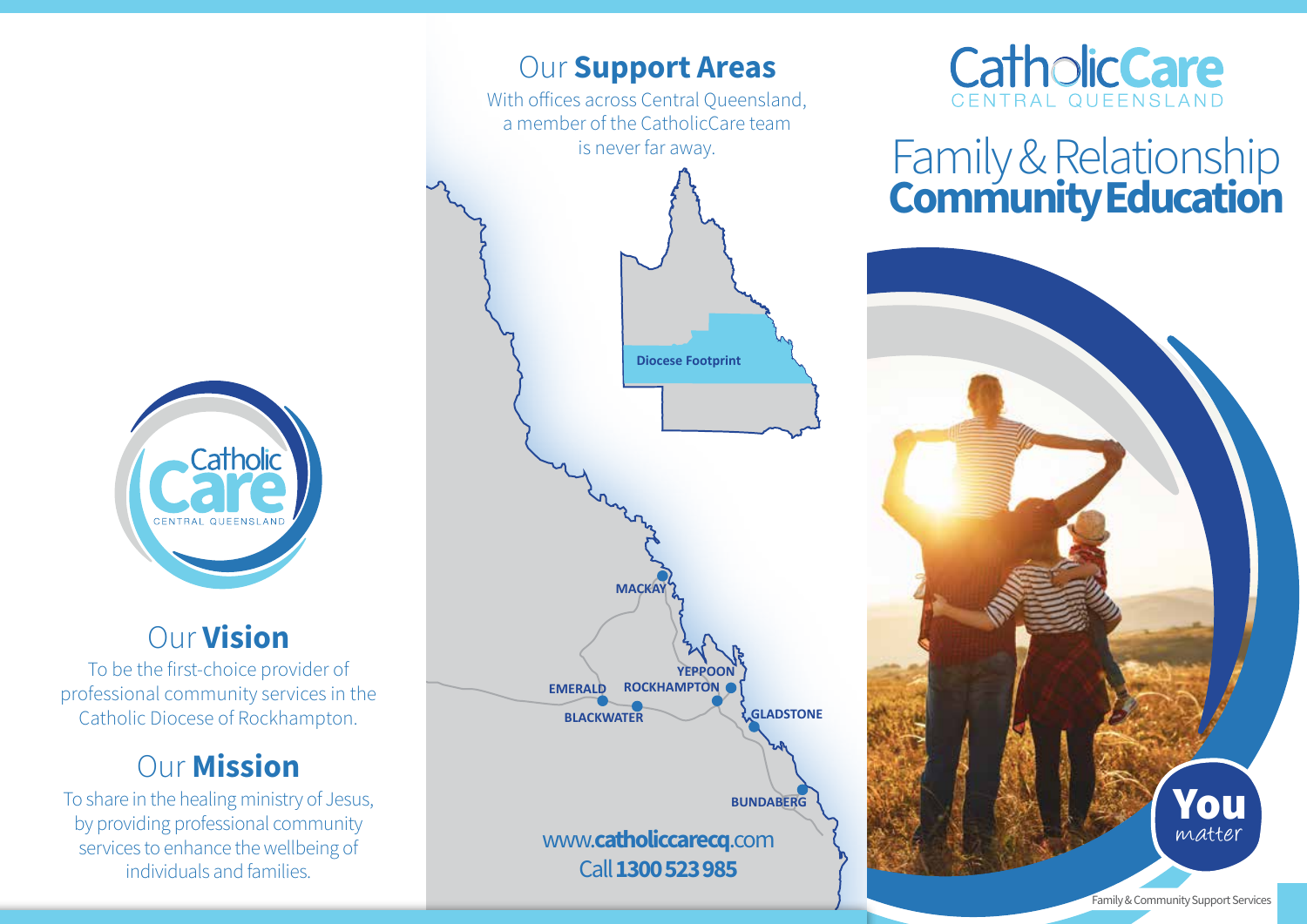## Our **Vision**

To be the first-choice provider of professional community services in the Catholic Diocese of Rockhampton.

## Our **Mission**

To share in the healing ministry of Jesus, by providing professional community services to enhance the wellbeing of individuals and families.

## Our **Support Areas**

With offices across Central Queensland, a member of the CatholicCare team is never far away.

Diocese Footprint

MACKAY

YEPPOON

EMERALD

ROCKHAMPTON

BLACKWATER

GLADSTONE

BUNDABERG

www.**catholiccarecq**.com

Call **1300 523 985**

# CatholicCare CENTRAL QUEENSLAND

# Family & Relationship **Community Education**

**You** matter

Family & Community Support Services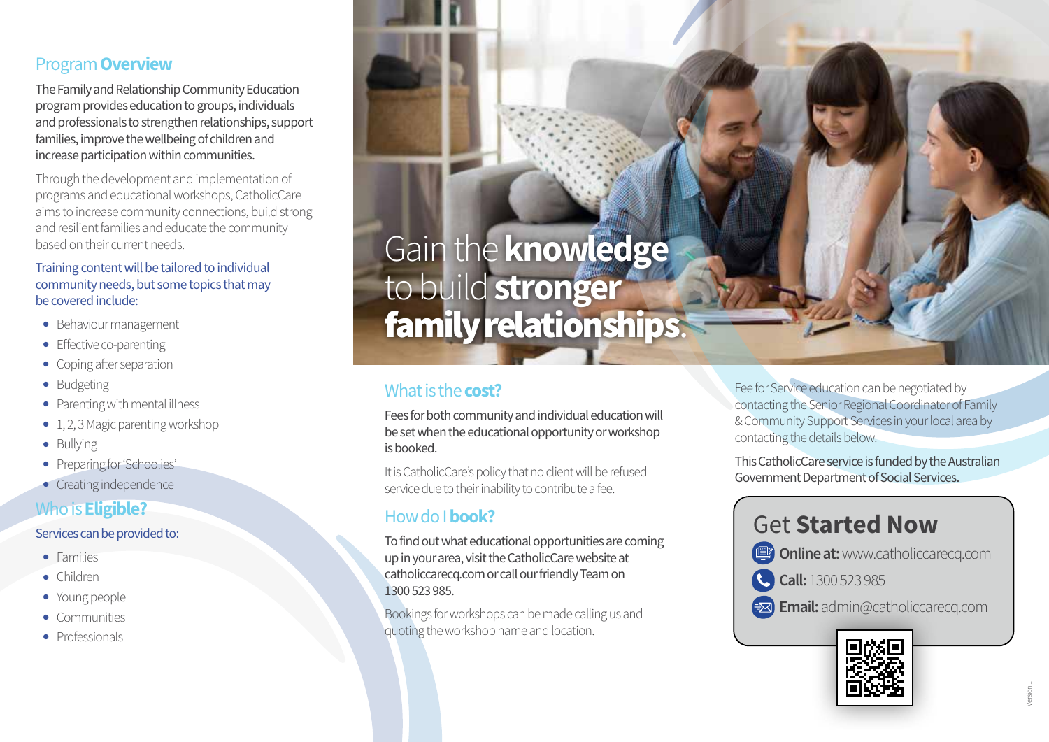## Program **Overview**

The Family and Relationship Community Education program provides education to groups, individuals and professionals to strengthen relationships, support families, improve the wellbeing of children and increase participation within communities.

Through the development and implementation of programs and educational workshops, CatholicCare aims to increase community connections, build strong and resilient families and educate the community based on their current needs.

Training content will be tailored to individual community needs, but some topics that may be covered include:

- Behaviour management
- Effective co-parenting
- Coping after separation
- Budgeting
- Parenting with mental illness
- 1, 2, 3 Magic parenting workshop
- Bullying
- Preparing for 'Schoolies'
- Creating independence

## Who is **Eligible?**

Services can be provided to:

- Families
- Children
- Young people
- Communities
- Professionals

# Gain the **knowledge** to build **stronger family relationships.**

## What is the **cost?**

Fees for both community and individual education will be set when the educational opportunity or workshop is booked.

It is CatholicCare's policy that no client will be refused service due to their inability to contribute a fee.

## How do I **book?**

To find out what educational opportunities are coming up in your area, visit the CatholicCare website at catholiccarecq.com or call our friendly Team on 1300 523 985.

Bookings for workshops can be made calling us and quoting the workshop name and location.

Fee for Service education can be negotiated by contacting the Senior Regional Coordinator of Family & Community Support Services in your local area by contacting the details below.

This CatholicCare service is funded by the Australian Government Department of Social Services.

## Get **Started Now**

**Online at:** www.catholiccarecq.com

**Call:** 1300 523 985

**Email:** admin@catholiccarecq.com

Version 1